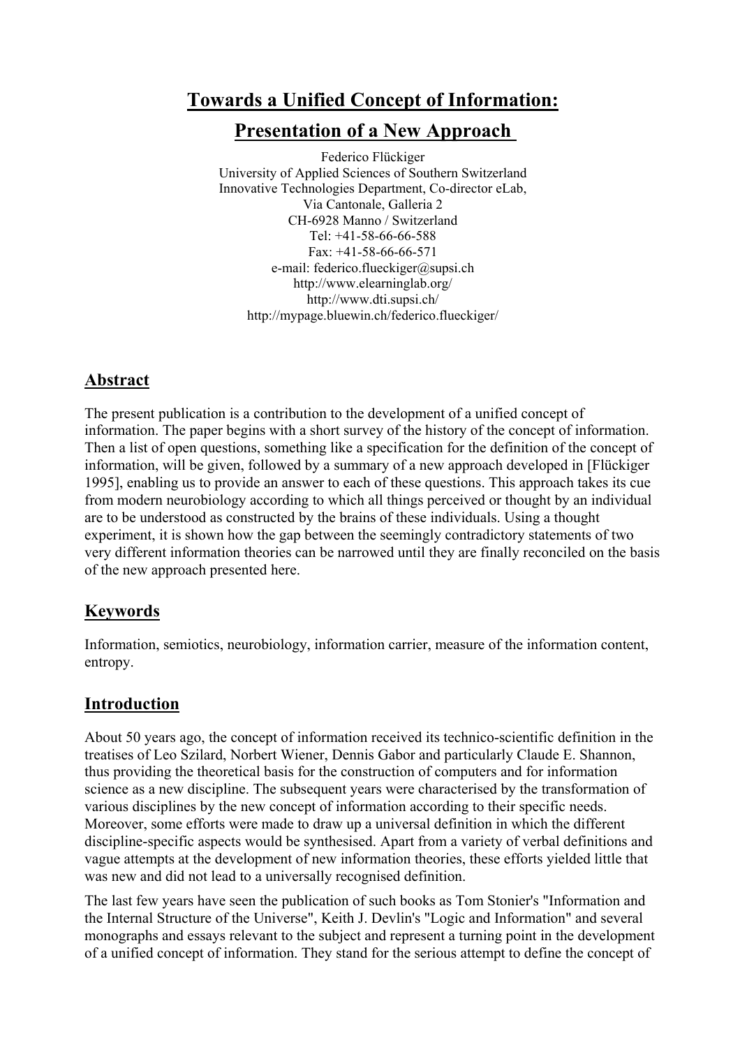# Towards a Unified Concept of Information: Presentation of a New Approach

Federico Flückiger
University of Applied Sciences of Southern Switzerland
Innovative Technologies Department, Co-director eLab,
Via Cantonale, Galleria 2
CH-6928 Manno / Switzerland
Tel: +41-58-66-66-588
Fax: +41-58-66-66-571
e-mail: federico.flueckiger@supsi.ch
http://www.elearninglab.org/
http://www.dti.supsi.ch/
http://mypage.bluewin.ch/federico.flueckiger/

## Abstract

The present publication is a contribution to the development of a unified concept of information. The paper begins with a short survey of the history of the concept of information. Then a list of open questions, something like a specification for the definition of the concept of information, will be given, followed by a summary of a new approach developed in [Flückiger 1995], enabling us to provide an answer to each of these questions. This approach takes its cue from modern neurobiology according to which all things perceived or thought by an individual are to be understood as constructed by the brains of these individuals. Using a thought experiment, it is shown how the gap between the seemingly contradictory statements of two very different information theories can be narrowed until they are finally reconciled on the basis of the new approach presented here.

## Keywords

Information, semiotics, neurobiology, information carrier, measure of the information content, entropy.

## Introduction

About 50 years ago, the concept of information received its technico-scientific definition in the treatises of Leo Szilard, Norbert Wiener, Dennis Gabor and particularly Claude E. Shannon, thus providing the theoretical basis for the construction of computers and for information science as a new discipline. The subsequent years were characterised by the transformation of various disciplines by the new concept of information according to their specific needs. Moreover, some efforts were made to draw up a universal definition in which the different discipline-specific aspects would be synthesised. Apart from a variety of verbal definitions and vague attempts at the development of new information theories, these efforts yielded little that was new and did not lead to a universally recognised definition.

The last few years have seen the publication of such books as Tom Stonier's "Information and the Internal Structure of the Universe", Keith J. Devlin's "Logic and Information" and several monographs and essays relevant to the subject and represent a turning point in the development of a unified concept of information. They stand for the serious attempt to define the concept of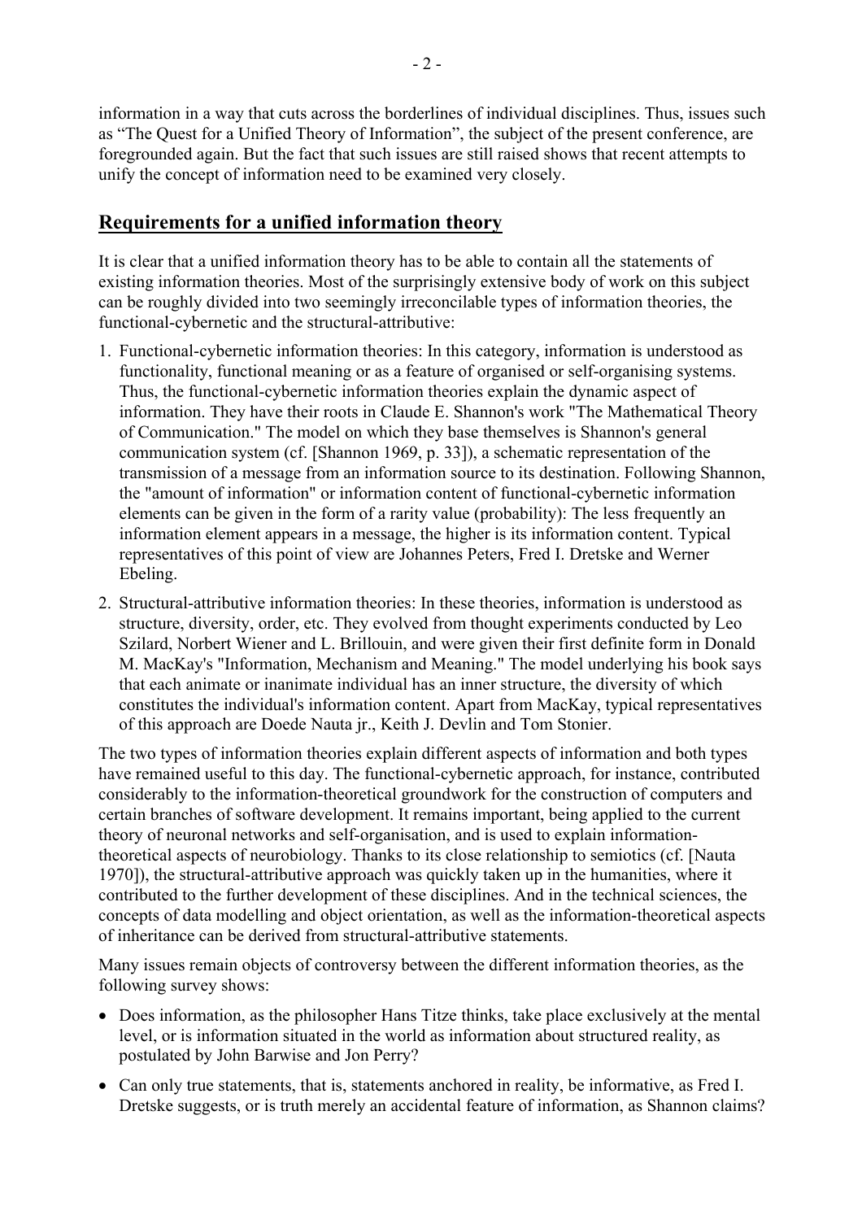information in a way that cuts across the borderlines of individual disciplines. Thus, issues such as “The Quest for a Unified Theory of Information”, the subject of the present conference, are foregrounded again. But the fact that such issues are still raised shows that recent attempts to unify the concept of information need to be examined very closely.

## Requirements for a unified information theory

It is clear that a unified information theory has to be able to contain all the statements of existing information theories. Most of the surprisingly extensive body of work on this subject can be roughly divided into two seemingly irreconcilable types of information theories, the functional-cybernetic and the structural-attributive:

1. Functional-cybernetic information theories: In this category, information is understood as functionality, functional meaning or as a feature of organised or self-organising systems. Thus, the functional-cybernetic information theories explain the dynamic aspect of information. They have their roots in Claude E. Shannon's work "The Mathematical Theory of Communication." The model on which they base themselves is Shannon's general communication system (cf. [Shannon 1969, p. 33]), a schematic representation of the transmission of a message from an information source to its destination. Following Shannon, the "amount of information" or information content of functional-cybernetic information elements can be given in the form of a rarity value (probability): The less frequently an information element appears in a message, the higher is its information content. Typical representatives of this point of view are Johannes Peters, Fred I. Dretske and Werner Ebeling.
2. Structural-attributive information theories: In these theories, information is understood as structure, diversity, order, etc. They evolved from thought experiments conducted by Leo Szilard, Norbert Wiener and L. Brillouin, and were given their first definite form in Donald M. MacKay's "Information, Mechanism and Meaning." The model underlying his book says that each animate or inanimate individual has an inner structure, the diversity of which constitutes the individual's information content. Apart from MacKay, typical representatives of this approach are Doede Nauta jr., Keith J. Devlin and Tom Stonier.

The two types of information theories explain different aspects of information and both types have remained useful to this day. The functional-cybernetic approach, for instance, contributed considerably to the information-theoretical groundwork for the construction of computers and certain branches of software development. It remains important, being applied to the current theory of neuronal networks and self-organisation, and is used to explain information-theoretical aspects of neurobiology. Thanks to its close relationship to semiotics (cf. [Nauta 1970]), the structural-attributive approach was quickly taken up in the humanities, where it contributed to the further development of these disciplines. And in the technical sciences, the concepts of data modelling and object orientation, as well as the information-theoretical aspects of inheritance can be derived from structural-attributive statements.

Many issues remain objects of controversy between the different information theories, as the following survey shows:

- Does information, as the philosopher Hans Titze thinks, take place exclusively at the mental level, or is information situated in the world as information about structured reality, as postulated by John Barwise and Jon Perry?
- Can only true statements, that is, statements anchored in reality, be informative, as Fred I. Dretske suggests, or is truth merely an accidental feature of information, as Shannon claims?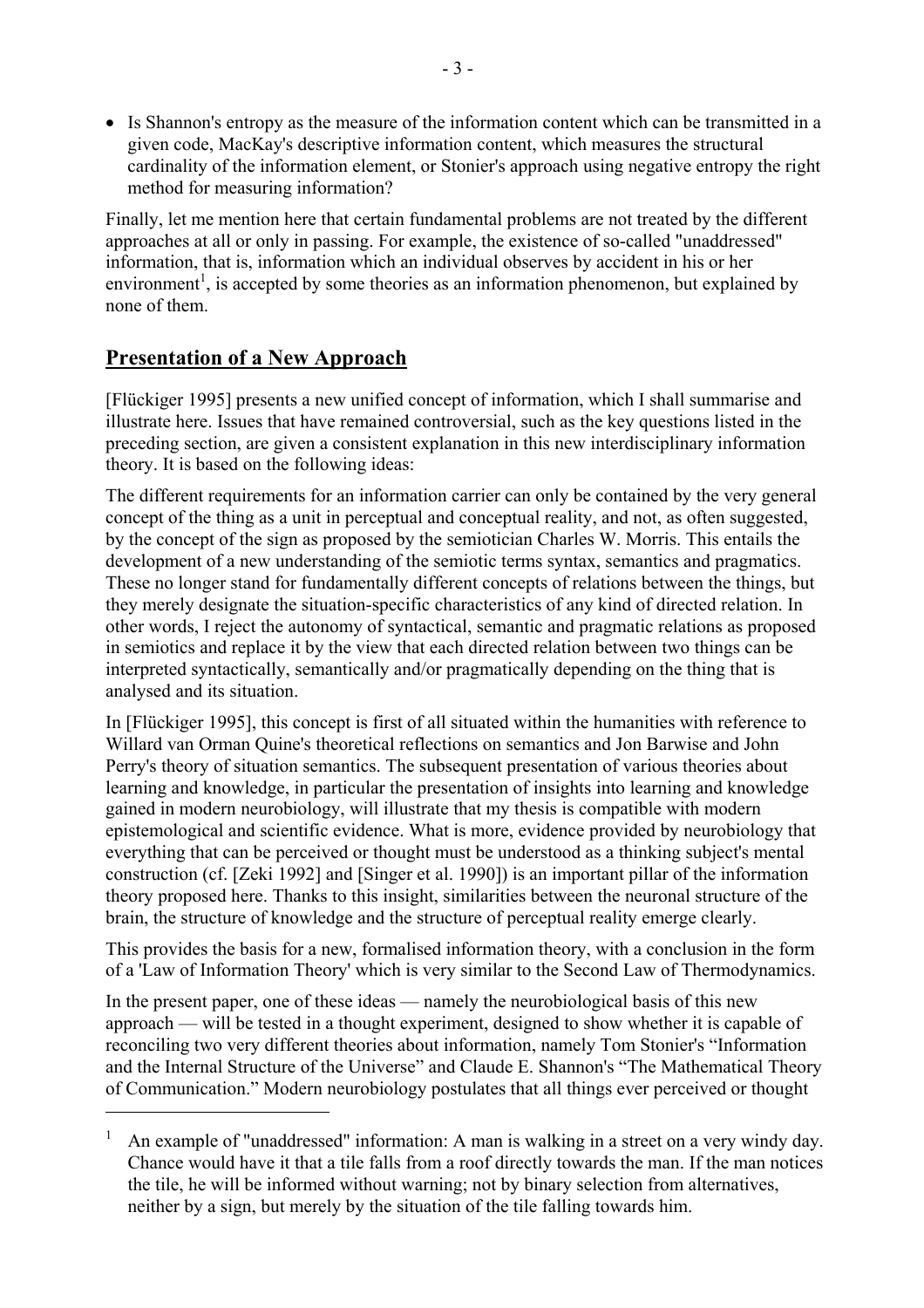- Is Shannon's entropy as the measure of the information content which can be transmitted in a given code, MacKay's descriptive information content, which measures the structural cardinality of the information element, or Stonier's approach using negative entropy the right method for measuring information?

Finally, let me mention here that certain fundamental problems are not treated by the different approaches at all or only in passing. For example, the existence of so-called "unaddressed" information, that is, information which an individual observes by accident in his or her environment[1], is accepted by some theories as an information phenomenon, but explained by none of them.

## Presentation of a New Approach

[Flückiger 1995] presents a new unified concept of information, which I shall summarise and illustrate here. Issues that have remained controversial, such as the key questions listed in the preceding section, are given a consistent explanation in this new interdisciplinary information theory. It is based on the following ideas:

The different requirements for an information carrier can only be contained by the very general concept of the thing as a unit in perceptual and conceptual reality, and not, as often suggested, by the concept of the sign as proposed by the semiotician Charles W. Morris. This entails the development of a new understanding of the semiotic terms syntax, semantics and pragmatics. These no longer stand for fundamentally different concepts of relations between the things, but they merely designate the situation-specific characteristics of any kind of directed relation. In other words, I reject the autonomy of syntactical, semantic and pragmatic relations as proposed in semiotics and replace it by the view that each directed relation between two things can be interpreted syntactically, semantically and/or pragmatically depending on the thing that is analysed and its situation.

In [Flückiger 1995], this concept is first of all situated within the humanities with reference to Willard van Orman Quine's theoretical reflections on semantics and Jon Barwise and John Perry's theory of situation semantics. The subsequent presentation of various theories about learning and knowledge, in particular the presentation of insights into learning and knowledge gained in modern neurobiology, will illustrate that my thesis is compatible with modern epistemological and scientific evidence. What is more, evidence provided by neurobiology that everything that can be perceived or thought must be understood as a thinking subject's mental construction (cf. [Zeki 1992] and [Singer et al. 1990]) is an important pillar of the information theory proposed here. Thanks to this insight, similarities between the neuronal structure of the brain, the structure of knowledge and the structure of perceptual reality emerge clearly.

This provides the basis for a new, formalised information theory, with a conclusion in the form of a 'Law of Information Theory' which is very similar to the Second Law of Thermodynamics.

In the present paper, one of these ideas — namely the neurobiological basis of this new approach — will be tested in a thought experiment, designed to show whether it is capable of reconciling two very different theories about information, namely Tom Stonier's "Information and the Internal Structure of the Universe" and Claude E. Shannon's "The Mathematical Theory of Communication." Modern neurobiology postulates that all things ever perceived or thought

[1] An example of "unaddressed" information: A man is walking in a street on a very windy day. Chance would have it that a tile falls from a roof directly towards the man. If the man notices the tile, he will be informed without warning; not by binary selection from alternatives, neither by a sign, but merely by the situation of the tile falling towards him.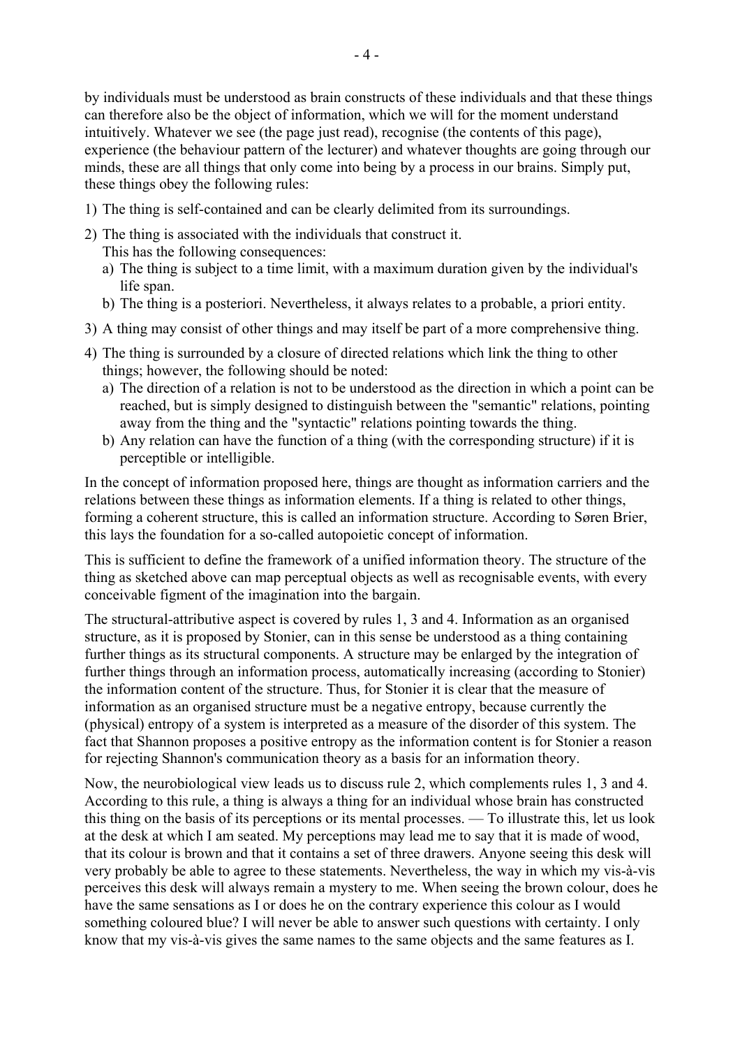by individuals must be understood as brain constructs of these individuals and that these things can therefore also be the object of information, which we will for the moment understand intuitively. Whatever we see (the page just read), recognise (the contents of this page), experience (the behaviour pattern of the lecturer) and whatever thoughts are going through our minds, these are all things that only come into being by a process in our brains. Simply put, these things obey the following rules:

1) The thing is self-contained and can be clearly delimited from its surroundings.
2) The thing is associated with the individuals that construct it.
   This has the following consequences:
   a) The thing is subject to a time limit, with a maximum duration given by the individual's life span.
   b) The thing is a posteriori. Nevertheless, it always relates to a probable, a priori entity.
3) A thing may consist of other things and may itself be part of a more comprehensive thing.
4) The thing is surrounded by a closure of directed relations which link the thing to other things; however, the following should be noted:
   a) The direction of a relation is not to be understood as the direction in which a point can be reached, but is simply designed to distinguish between the "semantic" relations, pointing away from the thing and the "syntactic" relations pointing towards the thing.
   b) Any relation can have the function of a thing (with the corresponding structure) if it is perceptible or intelligible.

In the concept of information proposed here, things are thought as information carriers and the relations between these things as information elements. If a thing is related to other things, forming a coherent structure, this is called an information structure. According to Søren Brier, this lays the foundation for a so-called autopoietic concept of information.

This is sufficient to define the framework of a unified information theory. The structure of the thing as sketched above can map perceptual objects as well as recognisable events, with every conceivable figment of the imagination into the bargain.

The structural-attributive aspect is covered by rules 1, 3 and 4. Information as an organised structure, as it is proposed by Stonier, can in this sense be understood as a thing containing further things as its structural components. A structure may be enlarged by the integration of further things through an information process, automatically increasing (according to Stonier) the information content of the structure. Thus, for Stonier it is clear that the measure of information as an organised structure must be a negative entropy, because currently the (physical) entropy of a system is interpreted as a measure of the disorder of this system. The fact that Shannon proposes a positive entropy as the information content is for Stonier a reason for rejecting Shannon's communication theory as a basis for an information theory.

Now, the neurobiological view leads us to discuss rule 2, which complements rules 1, 3 and 4. According to this rule, a thing is always a thing for an individual whose brain has constructed this thing on the basis of its perceptions or its mental processes. — To illustrate this, let us look at the desk at which I am seated. My perceptions may lead me to say that it is made of wood, that its colour is brown and that it contains a set of three drawers. Anyone seeing this desk will very probably be able to agree to these statements. Nevertheless, the way in which my vis-à-vis perceives this desk will always remain a mystery to me. When seeing the brown colour, does he have the same sensations as I or does he on the contrary experience this colour as I would something coloured blue? I will never be able to answer such questions with certainty. I only know that my vis-à-vis gives the same names to the same objects and the same features as I.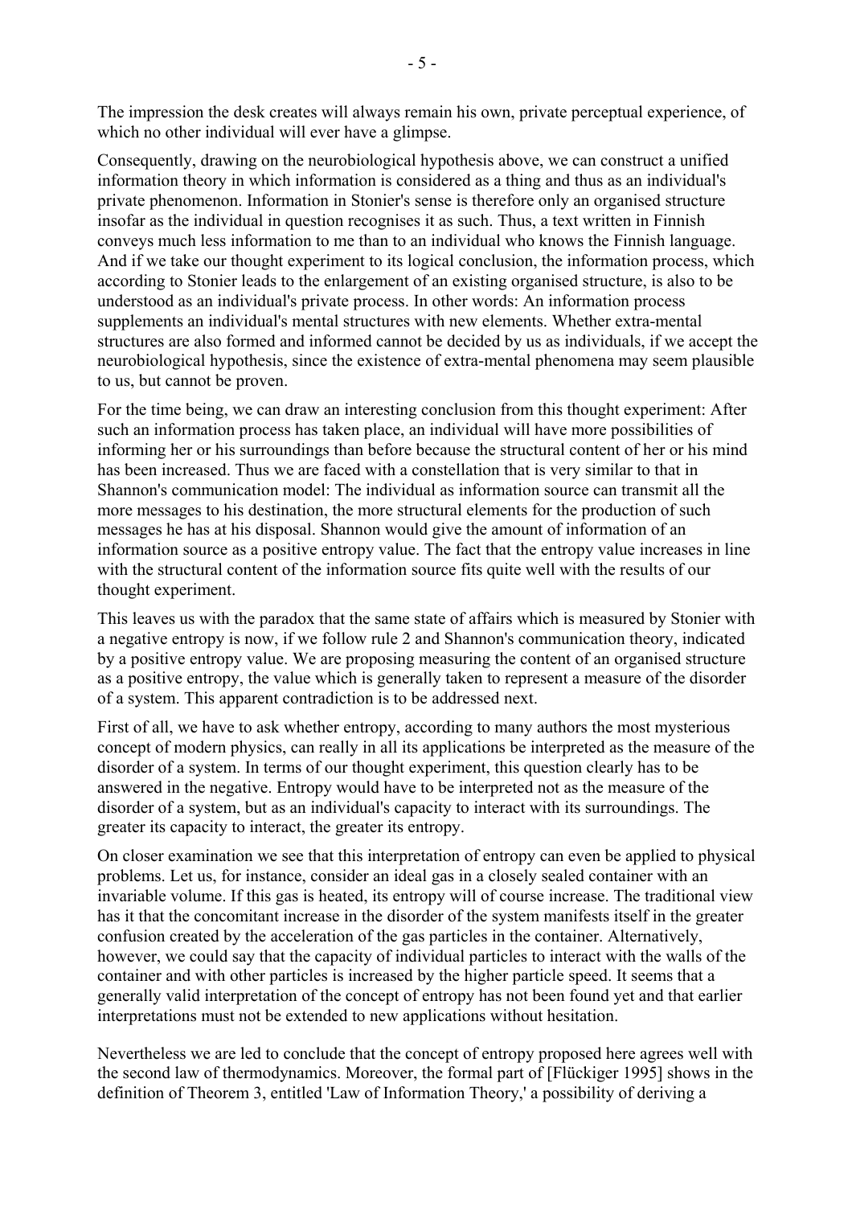The impression the desk creates will always remain his own, private perceptual experience, of which no other individual will ever have a glimpse.

Consequently, drawing on the neurobiological hypothesis above, we can construct a unified information theory in which information is considered as a thing and thus as an individual's private phenomenon. Information in Stonier's sense is therefore only an organised structure insofar as the individual in question recognises it as such. Thus, a text written in Finnish conveys much less information to me than to an individual who knows the Finnish language. And if we take our thought experiment to its logical conclusion, the information process, which according to Stonier leads to the enlargement of an existing organised structure, is also to be understood as an individual's private process. In other words: An information process supplements an individual's mental structures with new elements. Whether extra-mental structures are also formed and informed cannot be decided by us as individuals, if we accept the neurobiological hypothesis, since the existence of extra-mental phenomena may seem plausible to us, but cannot be proven.

For the time being, we can draw an interesting conclusion from this thought experiment: After such an information process has taken place, an individual will have more possibilities of informing her or his surroundings than before because the structural content of her or his mind has been increased. Thus we are faced with a constellation that is very similar to that in Shannon's communication model: The individual as information source can transmit all the more messages to his destination, the more structural elements for the production of such messages he has at his disposal. Shannon would give the amount of information of an information source as a positive entropy value. The fact that the entropy value increases in line with the structural content of the information source fits quite well with the results of our thought experiment.

This leaves us with the paradox that the same state of affairs which is measured by Stonier with a negative entropy is now, if we follow rule 2 and Shannon's communication theory, indicated by a positive entropy value. We are proposing measuring the content of an organised structure as a positive entropy, the value which is generally taken to represent a measure of the disorder of a system. This apparent contradiction is to be addressed next.

First of all, we have to ask whether entropy, according to many authors the most mysterious concept of modern physics, can really in all its applications be interpreted as the measure of the disorder of a system. In terms of our thought experiment, this question clearly has to be answered in the negative. Entropy would have to be interpreted not as the measure of the disorder of a system, but as an individual's capacity to interact with its surroundings. The greater its capacity to interact, the greater its entropy.

On closer examination we see that this interpretation of entropy can even be applied to physical problems. Let us, for instance, consider an ideal gas in a closely sealed container with an invariable volume. If this gas is heated, its entropy will of course increase. The traditional view has it that the concomitant increase in the disorder of the system manifests itself in the greater confusion created by the acceleration of the gas particles in the container. Alternatively, however, we could say that the capacity of individual particles to interact with the walls of the container and with other particles is increased by the higher particle speed. It seems that a generally valid interpretation of the concept of entropy has not been found yet and that earlier interpretations must not be extended to new applications without hesitation.

Nevertheless we are led to conclude that the concept of entropy proposed here agrees well with the second law of thermodynamics. Moreover, the formal part of [Flückiger 1995] shows in the definition of Theorem 3, entitled 'Law of Information Theory,' a possibility of deriving a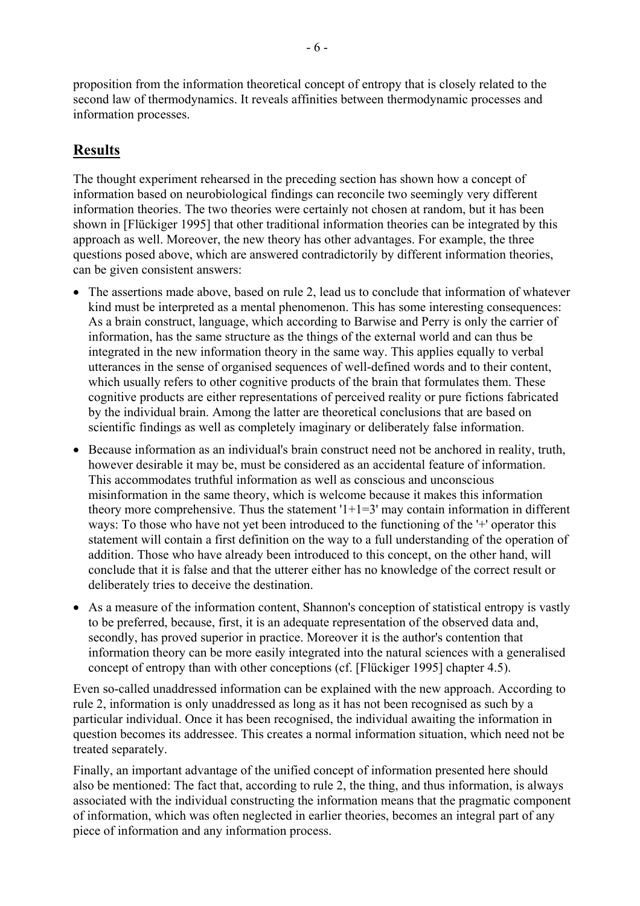proposition from the information theoretical concept of entropy that is closely related to the second law of thermodynamics. It reveals affinities between thermodynamic processes and information processes.

## Results

The thought experiment rehearsed in the preceding section has shown how a concept of information based on neurobiological findings can reconcile two seemingly very different information theories. The two theories were certainly not chosen at random, but it has been shown in [Flückiger 1995] that other traditional information theories can be integrated by this approach as well. Moreover, the new theory has other advantages. For example, the three questions posed above, which are answered contradictorily by different information theories, can be given consistent answers:

- The assertions made above, based on rule 2, lead us to conclude that information of whatever kind must be interpreted as a mental phenomenon. This has some interesting consequences: As a brain construct, language, which according to Barwise and Perry is only the carrier of information, has the same structure as the things of the external world and can thus be integrated in the new information theory in the same way. This applies equally to verbal utterances in the sense of organised sequences of well-defined words and to their content, which usually refers to other cognitive products of the brain that formulates them. These cognitive products are either representations of perceived reality or pure fictions fabricated by the individual brain. Among the latter are theoretical conclusions that are based on scientific findings as well as completely imaginary or deliberately false information.
- Because information as an individual's brain construct need not be anchored in reality, truth, however desirable it may be, must be considered as an accidental feature of information. This accommodates truthful information as well as conscious and unconscious misinformation in the same theory, which is welcome because it makes this information theory more comprehensive. Thus the statement '1+1=3' may contain information in different ways: To those who have not yet been introduced to the functioning of the '+' operator this statement will contain a first definition on the way to a full understanding of the operation of addition. Those who have already been introduced to this concept, on the other hand, will conclude that it is false and that the utterer either has no knowledge of the correct result or deliberately tries to deceive the destination.
- As a measure of the information content, Shannon's conception of statistical entropy is vastly to be preferred, because, first, it is an adequate representation of the observed data and, secondly, has proved superior in practice. Moreover it is the author's contention that information theory can be more easily integrated into the natural sciences with a generalised concept of entropy than with other conceptions (cf. [Flückiger 1995] chapter 4.5).

Even so-called unaddressed information can be explained with the new approach. According to rule 2, information is only unaddressed as long as it has not been recognised as such by a particular individual. Once it has been recognised, the individual awaiting the information in question becomes its addressee. This creates a normal information situation, which need not be treated separately.

Finally, an important advantage of the unified concept of information presented here should also be mentioned: The fact that, according to rule 2, the thing, and thus information, is always associated with the individual constructing the information means that the pragmatic component of information, which was often neglected in earlier theories, becomes an integral part of any piece of information and any information process.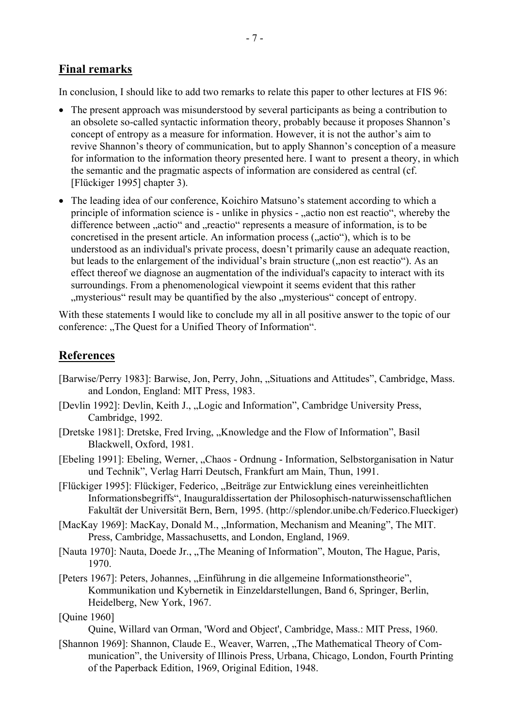## Final remarks

In conclusion, I should like to add two remarks to relate this paper to other lectures at FIS 96:

- The present approach was misunderstood by several participants as being a contribution to an obsolete so-called syntactic information theory, probably because it proposes Shannon's concept of entropy as a measure for information. However, it is not the author's aim to revive Shannon's theory of communication, but to apply Shannon's conception of a measure for information to the information theory presented here. I want to present a theory, in which the semantic and the pragmatic aspects of information are considered as central (cf. [Flückiger 1995] chapter 3).
- The leading idea of our conference, Koichiro Matsuno's statement according to which a principle of information science is - unlike in physics - „actio non est reactio", whereby the difference between „actio" and „reactio" represents a measure of information, is to be concretised in the present article. An information process („actio"), which is to be understood as an individual's private process, doesn't primarily cause an adequate reaction, but leads to the enlargement of the individual's brain structure („non est reactio"). As an effect thereof we diagnose an augmentation of the individual's capacity to interact with its surroundings. From a phenomenological viewpoint it seems evident that this rather „mysterious" result may be quantified by the also „mysterious" concept of entropy.

With these statements I would like to conclude my all in all positive answer to the topic of our conference: „The Quest for a Unified Theory of Information".

## References

[Barwise/Perry 1983]: Barwise, Jon, Perry, John, „Situations and Attitudes", Cambridge, Mass. and London, England: MIT Press, 1983.

[Devlin 1992]: Devlin, Keith J., „Logic and Information", Cambridge University Press, Cambridge, 1992.

[Dretske 1981]: Dretske, Fred Irving, „Knowledge and the Flow of Information", Basil Blackwell, Oxford, 1981.

[Ebeling 1991]: Ebeling, Werner, „Chaos - Ordnung - Information, Selbstorganisation in Natur und Technik", Verlag Harri Deutsch, Frankfurt am Main, Thun, 1991.

[Flückiger 1995]: Flückiger, Federico, „Beiträge zur Entwicklung eines vereinheitlichten Informationsbegriffs", Inauguraldissertation der Philosophisch-naturwissenschaftlichen Fakultät der Universität Bern, Bern, 1995. (http://splendor.unibe.ch/Federico.Flueckiger)

[MacKay 1969]: MacKay, Donald M., „Information, Mechanism and Meaning", The MIT. Press, Cambridge, Massachusetts, and London, England, 1969.

[Nauta 1970]: Nauta, Doede Jr., „The Meaning of Information", Mouton, The Hague, Paris, 1970.

[Peters 1967]: Peters, Johannes, „Einführung in die allgemeine Informationstheorie", Kommunikation und Kybernetik in Einzeldarstellungen, Band 6, Springer, Berlin, Heidelberg, New York, 1967.

[Quine 1960]
Quine, Willard van Orman, 'Word and Object', Cambridge, Mass.: MIT Press, 1960.

[Shannon 1969]: Shannon, Claude E., Weaver, Warren, „The Mathematical Theory of Communication", the University of Illinois Press, Urbana, Chicago, London, Fourth Printing of the Paperback Edition, 1969, Original Edition, 1948.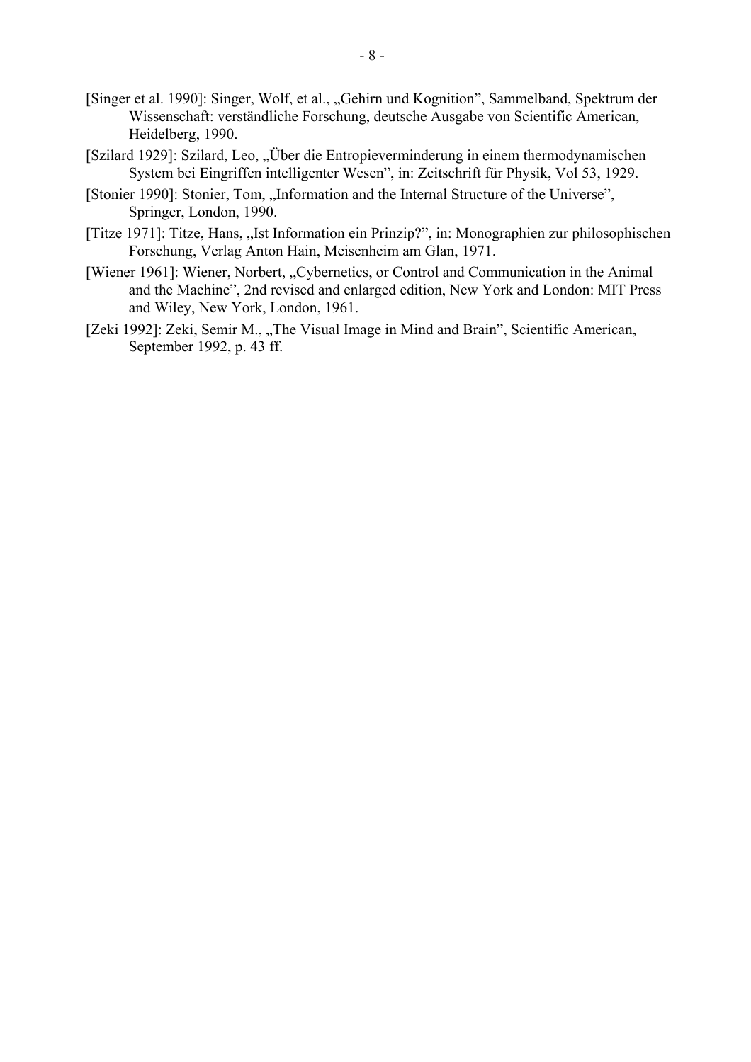[Singer et al. 1990]: Singer, Wolf, et al., „Gehirn und Kognition", Sammelband, Spektrum der Wissenschaft: verständliche Forschung, deutsche Ausgabe von Scientific American, Heidelberg, 1990.

[Szilard 1929]: Szilard, Leo, „Über die Entropieverminderung in einem thermodynamischen System bei Eingriffen intelligenter Wesen", in: Zeitschrift für Physik, Vol 53, 1929.

[Stonier 1990]: Stonier, Tom, „Information and the Internal Structure of the Universe", Springer, London, 1990.

[Titze 1971]: Titze, Hans, „Ist Information ein Prinzip?", in: Monographien zur philosophischen Forschung, Verlag Anton Hain, Meisenheim am Glan, 1971.

[Wiener 1961]: Wiener, Norbert, „Cybernetics, or Control and Communication in the Animal and the Machine", 2nd revised and enlarged edition, New York and London: MIT Press and Wiley, New York, London, 1961.

[Zeki 1992]: Zeki, Semir M., „The Visual Image in Mind and Brain", Scientific American, September 1992, p. 43 ff.